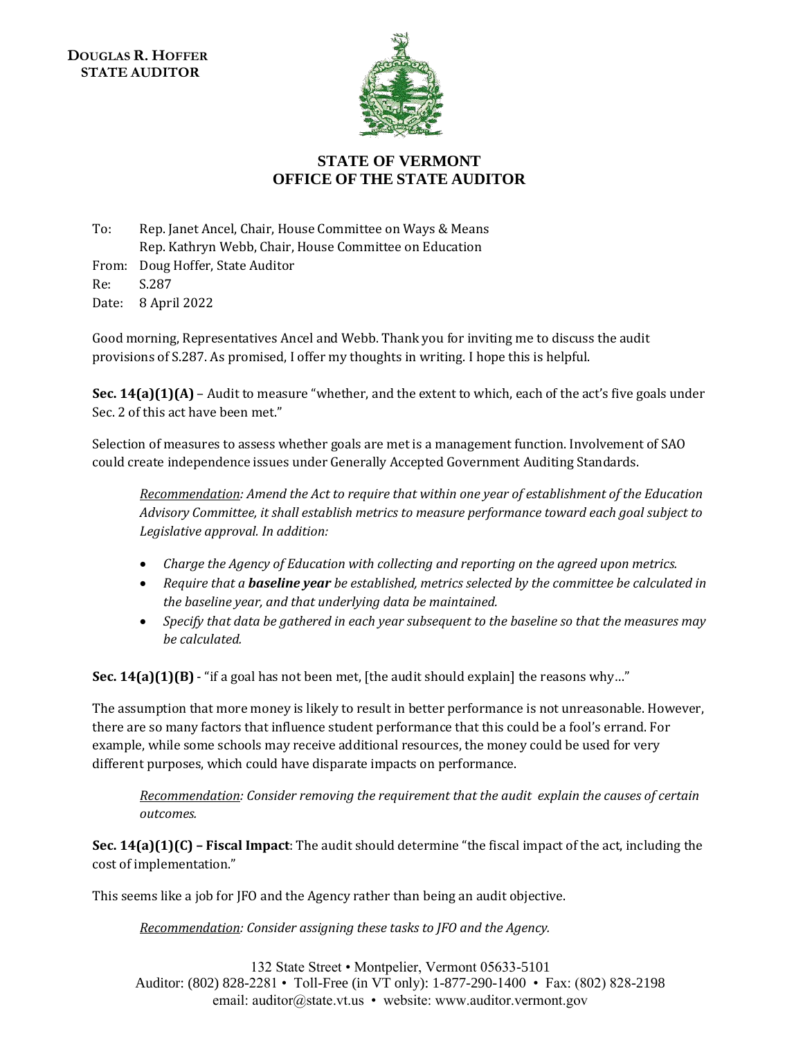**DOUGLAS R. HOFFER**
**STATE AUDITOR**

# STATE OF VERMONT
## OFFICE OF THE STATE AUDITOR

To: Rep. Janet Ancel, Chair, House Committee on Ways & Means
Rep. Kathryn Webb, Chair, House Committee on Education
From: Doug Hoffer, State Auditor
Re: S.287
Date: 8 April 2022

Good morning, Representatives Ancel and Webb. Thank you for inviting me to discuss the audit provisions of S.287. As promised, I offer my thoughts in writing. I hope this is helpful.

**Sec. 14(a)(1)(A)** – Audit to measure "whether, and the extent to which, each of the act's five goals under Sec. 2 of this act have been met."

Selection of measures to assess whether goals are met is a management function. Involvement of SAO could create independence issues under Generally Accepted Government Auditing Standards.

> *Recommendation: Amend the Act to require that within one year of establishment of the Education Advisory Committee, it shall establish metrics to measure performance toward each goal subject to Legislative approval. In addition:*
>
> - *Charge the Agency of Education with collecting and reporting on the agreed upon metrics.*
> - *Require that a **baseline year** be established, metrics selected by the committee be calculated in the baseline year, and that underlying data be maintained.*
> - *Specify that data be gathered in each year subsequent to the baseline so that the measures may be calculated.*

**Sec. 14(a)(1)(B)** - "if a goal has not been met, [the audit should explain] the reasons why…"

The assumption that more money is likely to result in better performance is not unreasonable. However, there are so many factors that influence student performance that this could be a fool's errand. For example, while some schools may receive additional resources, the money could be used for very different purposes, which could have disparate impacts on performance.

> *Recommendation: Consider removing the requirement that the audit explain the causes of certain outcomes.*

**Sec. 14(a)(1)(C) – Fiscal Impact**: The audit should determine "the fiscal impact of the act, including the cost of implementation."

This seems like a job for JFO and the Agency rather than being an audit objective.

> *Recommendation: Consider assigning these tasks to JFO and the Agency.*

132 State Street • Montpelier, Vermont 05633-5101
Auditor: (802) 828-2281 • Toll-Free (in VT only): 1-877-290-1400 • Fax: (802) 828-2198
email: auditor@state.vt.us • website: www.auditor.vermont.gov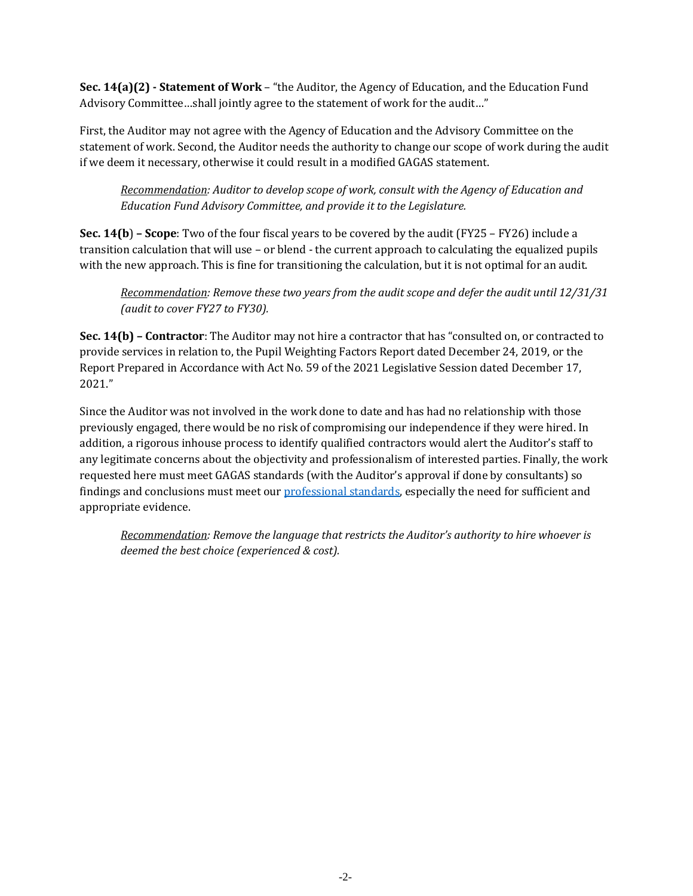**Sec. 14(a)(2) - Statement of Work** – "the Auditor, the Agency of Education, and the Education Fund Advisory Committee…shall jointly agree to the statement of work for the audit…"

First, the Auditor may not agree with the Agency of Education and the Advisory Committee on the statement of work. Second, the Auditor needs the authority to change our scope of work during the audit if we deem it necessary, otherwise it could result in a modified GAGAS statement.

> *<u>Recommendation</u>: Auditor to develop scope of work, consult with the Agency of Education and Education Fund Advisory Committee, and provide it to the Legislature.*

**Sec. 14(b) – Scope**: Two of the four fiscal years to be covered by the audit (FY25 – FY26) include a transition calculation that will use – or blend - the current approach to calculating the equalized pupils with the new approach. This is fine for transitioning the calculation, but it is not optimal for an audit.

> *<u>Recommendation</u>: Remove these two years from the audit scope and defer the audit until 12/31/31 (audit to cover FY27 to FY30).*

**Sec. 14(b) – Contractor**: The Auditor may not hire a contractor that has "consulted on, or contracted to provide services in relation to, the Pupil Weighting Factors Report dated December 24, 2019, or the Report Prepared in Accordance with Act No. 59 of the 2021 Legislative Session dated December 17, 2021."

Since the Auditor was not involved in the work done to date and has had no relationship with those previously engaged, there would be no risk of compromising our independence if they were hired. In addition, a rigorous inhouse process to identify qualified contractors would alert the Auditor's staff to any legitimate concerns about the objectivity and professionalism of interested parties. Finally, the work requested here must meet GAGAS standards (with the Auditor's approval if done by consultants) so findings and conclusions must meet our professional standards, especially the need for sufficient and appropriate evidence.

> *<u>Recommendation</u>: Remove the language that restricts the Auditor's authority to hire whoever is deemed the best choice (experienced & cost).*